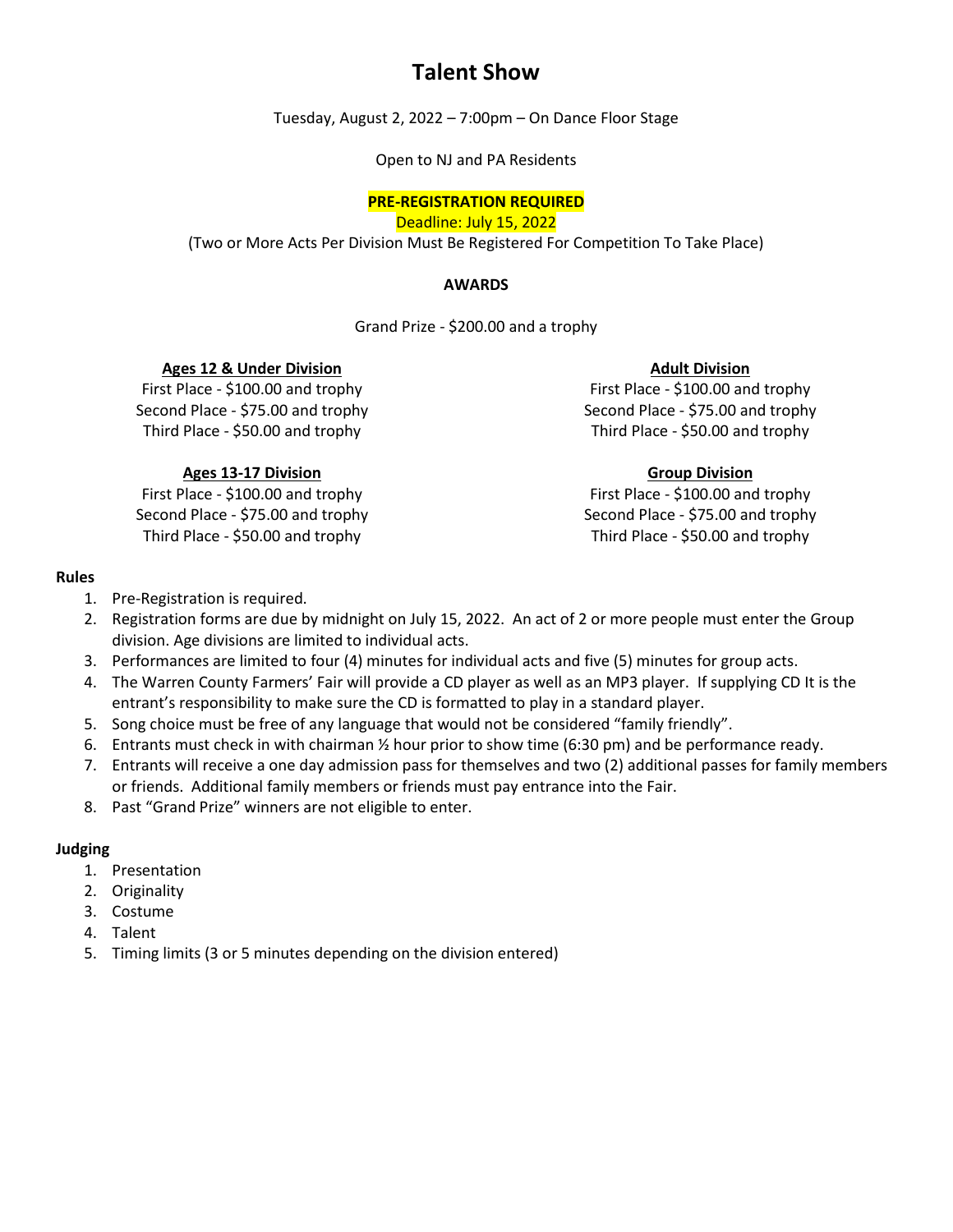# Talent Show

Tuesday, August 2, 2022 – 7:00pm – On Dance Floor Stage

Open to NJ and PA Residents

**PRE-REGISTRATION REQUIRED**

Deadline: July 15, 2022

(Two or More Acts Per Division Must Be Registered For Competition To Take Place)

**AWARDS**

Grand Prize - $200.00 and a trophy

**Ages 12 & Under Division**

First Place - $100.00 and trophy
Second Place - $75.00 and trophy
Third Place - $50.00 and trophy

**Ages 13-17 Division**

First Place - $100.00 and trophy
Second Place - $75.00 and trophy
Third Place - $50.00 and trophy

**Adult Division**

First Place - $100.00 and trophy
Second Place - $75.00 and trophy
Third Place - $50.00 and trophy

**Group Division**

First Place - $100.00 and trophy
Second Place - $75.00 and trophy
Third Place - $50.00 and trophy

**Rules**

1. Pre-Registration is required.
2. Registration forms are due by midnight on July 15, 2022. An act of 2 or more people must enter the Group division. Age divisions are limited to individual acts.
3. Performances are limited to four (4) minutes for individual acts and five (5) minutes for group acts.
4. The Warren County Farmers' Fair will provide a CD player as well as an MP3 player. If supplying CD It is the entrant's responsibility to make sure the CD is formatted to play in a standard player.
5. Song choice must be free of any language that would not be considered "family friendly".
6. Entrants must check in with chairman ½ hour prior to show time (6:30 pm) and be performance ready.
7. Entrants will receive a one day admission pass for themselves and two (2) additional passes for family members or friends. Additional family members or friends must pay entrance into the Fair.
8. Past "Grand Prize" winners are not eligible to enter.

**Judging**

1. Presentation
2. Originality
3. Costume
4. Talent
5. Timing limits (3 or 5 minutes depending on the division entered)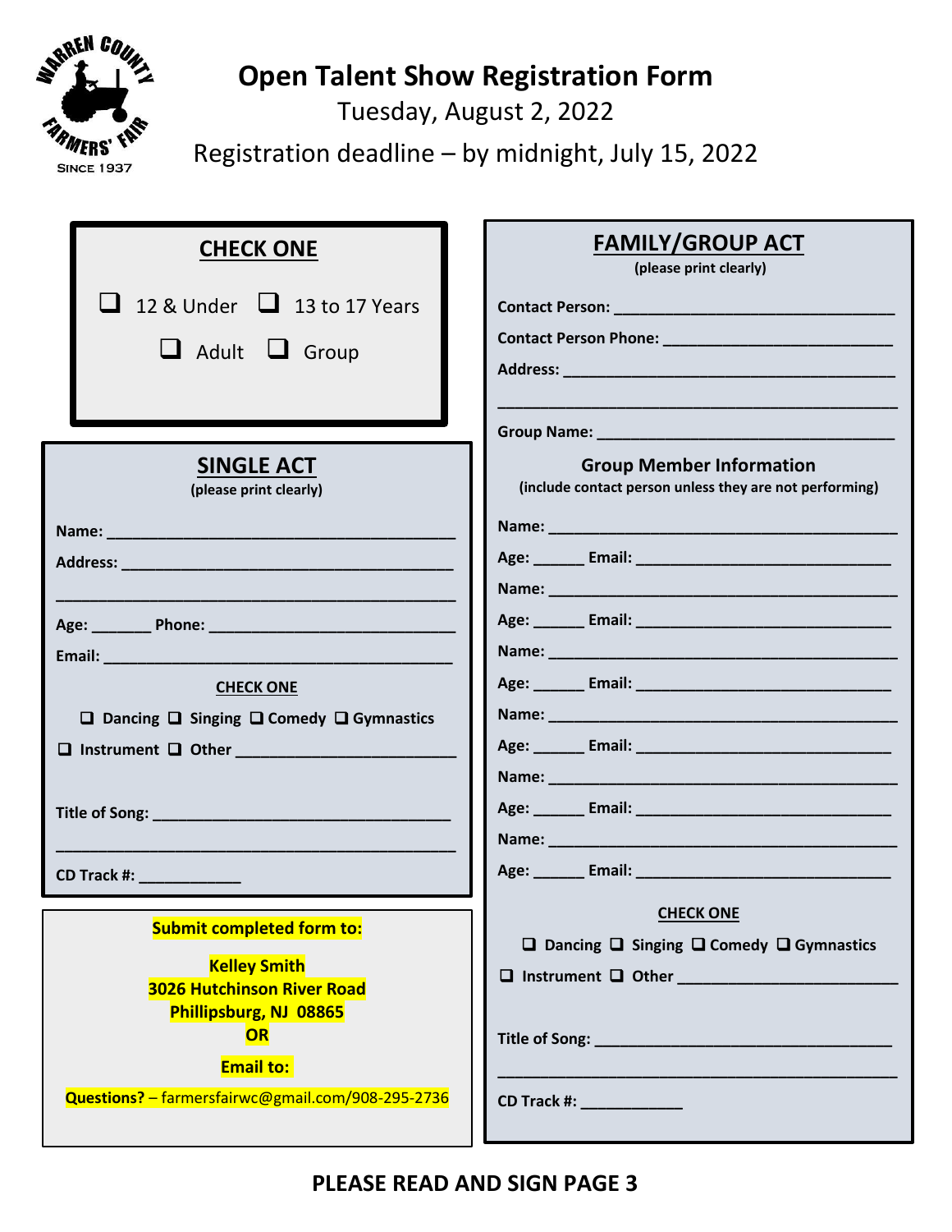# Open Talent Show Registration Form

Tuesday, August 2, 2022

Registration deadline – by midnight, July 15, 2022

## CHECK ONE

❑ 12 & Under ❑ 13 to 17 Years

❑ Adult ❑ Group

## SINGLE ACT

(please print clearly)

**Name:** ________________________________________

**Address:** ______________________________________

__________________________________________________

**Age:** _______ **Phone:** ____________________________

**Email:** ________________________________________

**CHECK ONE**

❑ **Dancing** ❑ **Singing** ❑ **Comedy** ❑ **Gymnastics**

❑ **Instrument** ❑ **Other** ________________________

**Title of Song:** ________________________________

__________________________________________________

**CD Track #:** ____________

**Submit completed form to:**

**Kelley Smith**
**3026 Hutchinson River Road**
**Phillipsburg, NJ 08865**
**OR**

**Email to:**

**Questions?** – farmersfairwc@gmail.com/908-295-2736

## FAMILY/GROUP ACT

(please print clearly)

**Contact Person:** ________________________________

**Contact Person Phone:** __________________________

**Address:** ______________________________________

__________________________________________________

**Group Name:** __________________________________

### Group Member Information

(include contact person unless they are not performing)

**Name:** ________________________________________

**Age:** ______ **Email:** ____________________________

**Name:** ________________________________________

**Age:** ______ **Email:** ____________________________

**Name:** ________________________________________

**Age:** ______ **Email:** ____________________________

**Name:** ________________________________________

**Age:** ______ **Email:** ____________________________

**Name:** ________________________________________

**Age:** ______ **Email:** ____________________________

**Name:** ________________________________________

**Age:** ______ **Email:** ____________________________

**CHECK ONE**

❑ **Dancing** ❑ **Singing** ❑ **Comedy** ❑ **Gymnastics**

❑ **Instrument** ❑ **Other** ________________________

**Title of Song:** ________________________________

__________________________________________________

**CD Track #:** ____________

**PLEASE READ AND SIGN PAGE 3**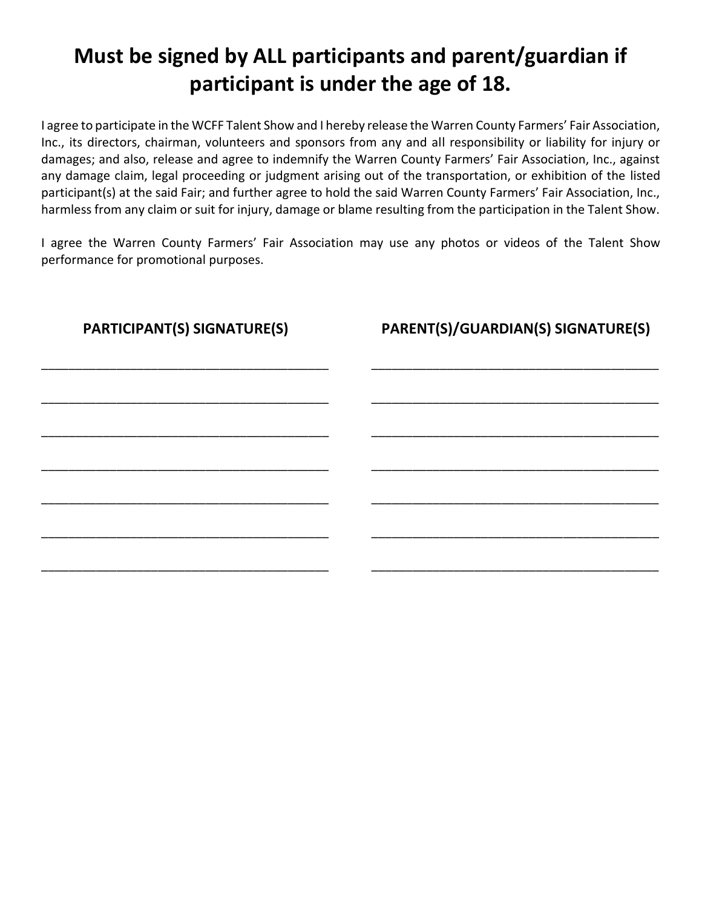# Must be signed by ALL participants and parent/guardian if participant is under the age of 18.

I agree to participate in the WCFF Talent Show and I hereby release the Warren County Farmers' Fair Association, Inc., its directors, chairman, volunteers and sponsors from any and all responsibility or liability for injury or damages; and also, release and agree to indemnify the Warren County Farmers' Fair Association, Inc., against any damage claim, legal proceeding or judgment arising out of the transportation, or exhibition of the listed participant(s) at the said Fair; and further agree to hold the said Warren County Farmers' Fair Association, Inc., harmless from any claim or suit for injury, damage or blame resulting from the participation in the Talent Show.

I agree the Warren County Farmers' Fair Association may use any photos or videos of the Talent Show performance for promotional purposes.

| PARTICIPANT(S) SIGNATURE(S) | PARENT(S)/GUARDIAN(S) SIGNATURE(S) |
|---|---|
| ________________________________________ | ________________________________________ |
| ________________________________________ | ________________________________________ |
| ________________________________________ | ________________________________________ |
| ________________________________________ | ________________________________________ |
| ________________________________________ | ________________________________________ |
| ________________________________________ | ________________________________________ |
| ________________________________________ | ________________________________________ |